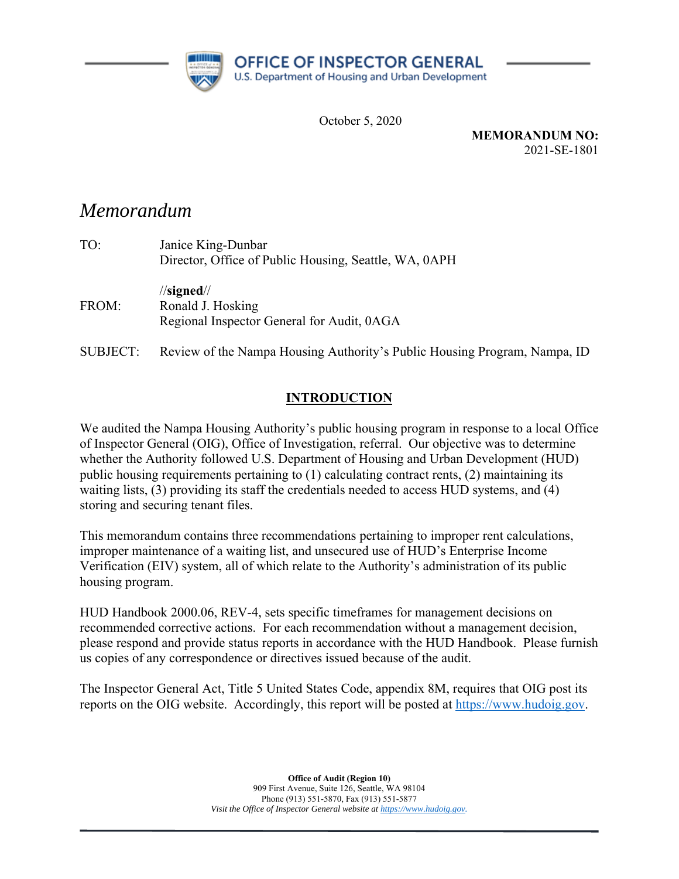OFFICE OF INSPECTOR GENERAL
U.S. Department of Housing and Urban Development

October 5, 2020

**MEMORANDUM NO:**
2021-SE-1801

# *Memorandum*

TO: Janice King-Dunbar
Director, Office of Public Housing, Seattle, WA, 0APH

//**signed**//

FROM: Ronald J. Hosking
Regional Inspector General for Audit, 0AGA

SUBJECT: Review of the Nampa Housing Authority's Public Housing Program, Nampa, ID

## INTRODUCTION

We audited the Nampa Housing Authority's public housing program in response to a local Office of Inspector General (OIG), Office of Investigation, referral. Our objective was to determine whether the Authority followed U.S. Department of Housing and Urban Development (HUD) public housing requirements pertaining to (1) calculating contract rents, (2) maintaining its waiting lists, (3) providing its staff the credentials needed to access HUD systems, and (4) storing and securing tenant files.

This memorandum contains three recommendations pertaining to improper rent calculations, improper maintenance of a waiting list, and unsecured use of HUD's Enterprise Income Verification (EIV) system, all of which relate to the Authority's administration of its public housing program.

HUD Handbook 2000.06, REV-4, sets specific timeframes for management decisions on recommended corrective actions. For each recommendation without a management decision, please respond and provide status reports in accordance with the HUD Handbook. Please furnish us copies of any correspondence or directives issued because of the audit.

The Inspector General Act, Title 5 United States Code, appendix 8M, requires that OIG post its reports on the OIG website. Accordingly, this report will be posted at https://www.hudoig.gov.

**Office of Audit (Region 10)**
909 First Avenue, Suite 126, Seattle, WA 98104
Phone (913) 551-5870, Fax (913) 551-5877
*Visit the Office of Inspector General website at https://www.hudoig.gov.*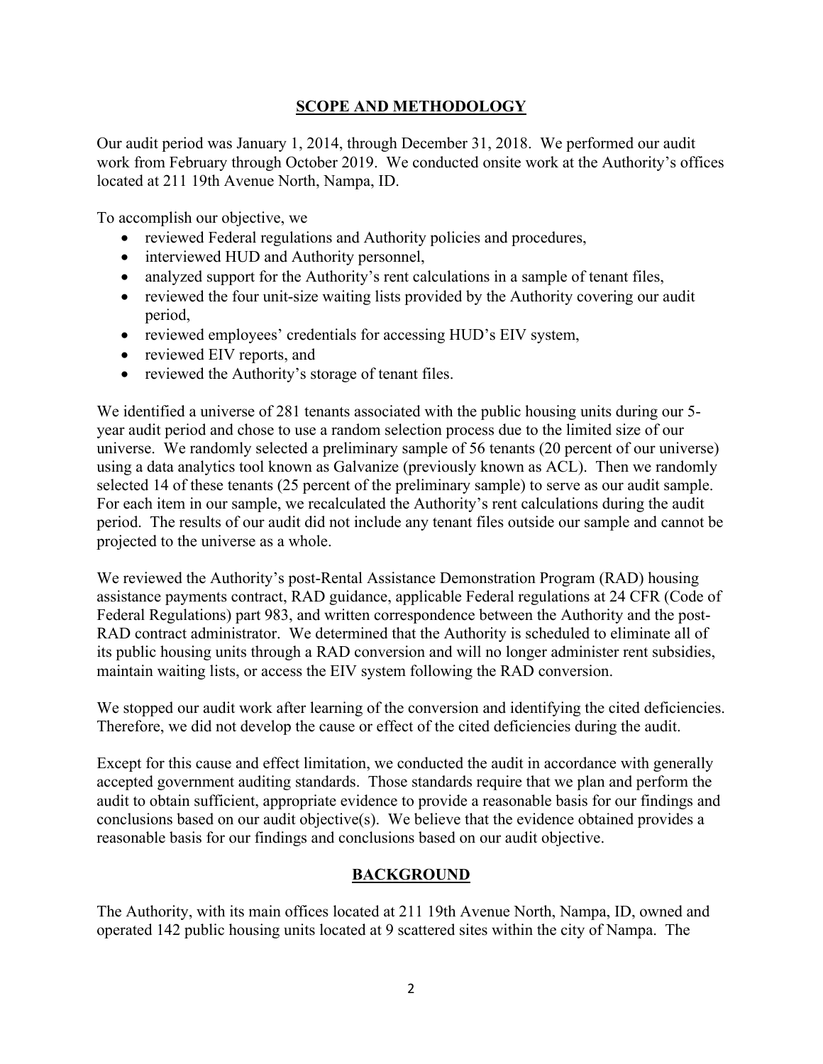## SCOPE AND METHODOLOGY

Our audit period was January 1, 2014, through December 31, 2018. We performed our audit work from February through October 2019. We conducted onsite work at the Authority's offices located at 211 19th Avenue North, Nampa, ID.

To accomplish our objective, we

- reviewed Federal regulations and Authority policies and procedures,
- interviewed HUD and Authority personnel,
- analyzed support for the Authority's rent calculations in a sample of tenant files,
- reviewed the four unit-size waiting lists provided by the Authority covering our audit period,
- reviewed employees' credentials for accessing HUD's EIV system,
- reviewed EIV reports, and
- reviewed the Authority's storage of tenant files.

We identified a universe of 281 tenants associated with the public housing units during our 5-year audit period and chose to use a random selection process due to the limited size of our universe. We randomly selected a preliminary sample of 56 tenants (20 percent of our universe) using a data analytics tool known as Galvanize (previously known as ACL). Then we randomly selected 14 of these tenants (25 percent of the preliminary sample) to serve as our audit sample. For each item in our sample, we recalculated the Authority's rent calculations during the audit period. The results of our audit did not include any tenant files outside our sample and cannot be projected to the universe as a whole.

We reviewed the Authority's post-Rental Assistance Demonstration Program (RAD) housing assistance payments contract, RAD guidance, applicable Federal regulations at 24 CFR (Code of Federal Regulations) part 983, and written correspondence between the Authority and the post-RAD contract administrator. We determined that the Authority is scheduled to eliminate all of its public housing units through a RAD conversion and will no longer administer rent subsidies, maintain waiting lists, or access the EIV system following the RAD conversion.

We stopped our audit work after learning of the conversion and identifying the cited deficiencies. Therefore, we did not develop the cause or effect of the cited deficiencies during the audit.

Except for this cause and effect limitation, we conducted the audit in accordance with generally accepted government auditing standards. Those standards require that we plan and perform the audit to obtain sufficient, appropriate evidence to provide a reasonable basis for our findings and conclusions based on our audit objective(s). We believe that the evidence obtained provides a reasonable basis for our findings and conclusions based on our audit objective.

## BACKGROUND

The Authority, with its main offices located at 211 19th Avenue North, Nampa, ID, owned and operated 142 public housing units located at 9 scattered sites within the city of Nampa. The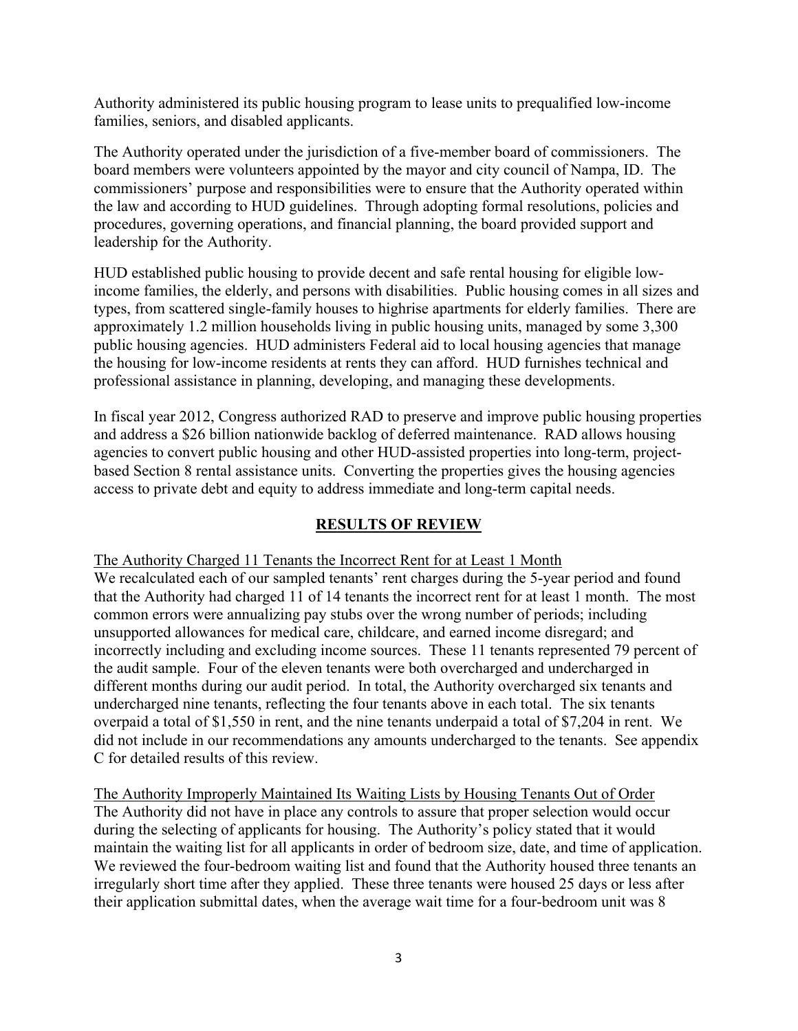Authority administered its public housing program to lease units to prequalified low-income families, seniors, and disabled applicants.

The Authority operated under the jurisdiction of a five-member board of commissioners. The board members were volunteers appointed by the mayor and city council of Nampa, ID. The commissioners' purpose and responsibilities were to ensure that the Authority operated within the law and according to HUD guidelines. Through adopting formal resolutions, policies and procedures, governing operations, and financial planning, the board provided support and leadership for the Authority.

HUD established public housing to provide decent and safe rental housing for eligible low-income families, the elderly, and persons with disabilities. Public housing comes in all sizes and types, from scattered single-family houses to highrise apartments for elderly families. There are approximately 1.2 million households living in public housing units, managed by some 3,300 public housing agencies. HUD administers Federal aid to local housing agencies that manage the housing for low-income residents at rents they can afford. HUD furnishes technical and professional assistance in planning, developing, and managing these developments.

In fiscal year 2012, Congress authorized RAD to preserve and improve public housing properties and address a $26 billion nationwide backlog of deferred maintenance. RAD allows housing agencies to convert public housing and other HUD-assisted properties into long-term, project-based Section 8 rental assistance units. Converting the properties gives the housing agencies access to private debt and equity to address immediate and long-term capital needs.

## RESULTS OF REVIEW

<u>The Authority Charged 11 Tenants the Incorrect Rent for at Least 1 Month</u>

We recalculated each of our sampled tenants' rent charges during the 5-year period and found that the Authority had charged 11 of 14 tenants the incorrect rent for at least 1 month. The most common errors were annualizing pay stubs over the wrong number of periods; including unsupported allowances for medical care, childcare, and earned income disregard; and incorrectly including and excluding income sources. These 11 tenants represented 79 percent of the audit sample. Four of the eleven tenants were both overcharged and undercharged in different months during our audit period. In total, the Authority overcharged six tenants and undercharged nine tenants, reflecting the four tenants above in each total. The six tenants overpaid a total of $1,550 in rent, and the nine tenants underpaid a total of $7,204 in rent. We did not include in our recommendations any amounts undercharged to the tenants. See appendix C for detailed results of this review.

<u>The Authority Improperly Maintained Its Waiting Lists by Housing Tenants Out of Order</u>

The Authority did not have in place any controls to assure that proper selection would occur during the selecting of applicants for housing. The Authority's policy stated that it would maintain the waiting list for all applicants in order of bedroom size, date, and time of application. We reviewed the four-bedroom waiting list and found that the Authority housed three tenants an irregularly short time after they applied. These three tenants were housed 25 days or less after their application submittal dates, when the average wait time for a four-bedroom unit was 8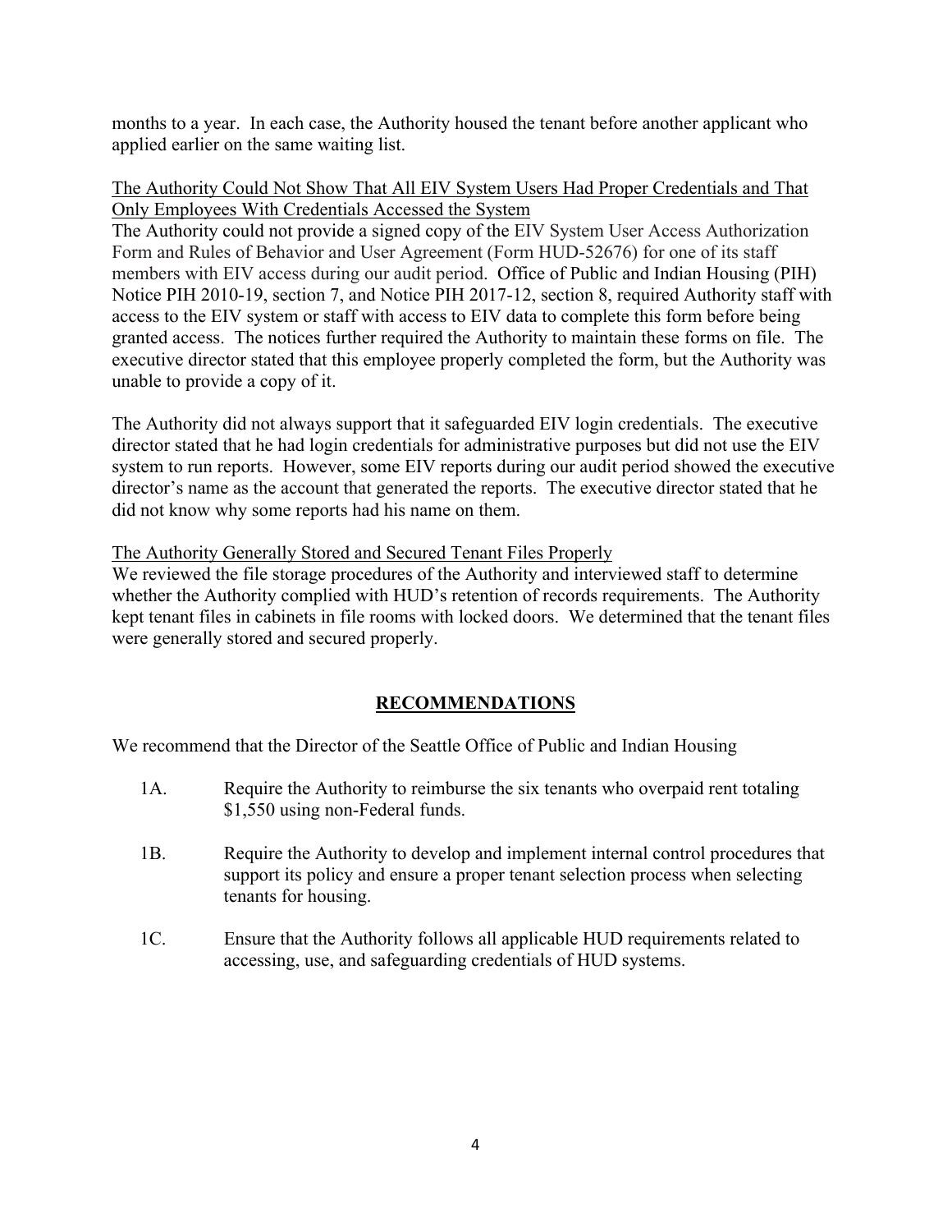months to a year. In each case, the Authority housed the tenant before another applicant who applied earlier on the same waiting list.

<u>The Authority Could Not Show That All EIV System Users Had Proper Credentials and That Only Employees With Credentials Accessed the System</u>

The Authority could not provide a signed copy of the EIV System User Access Authorization Form and Rules of Behavior and User Agreement (Form HUD-52676) for one of its staff members with EIV access during our audit period. Office of Public and Indian Housing (PIH) Notice PIH 2010-19, section 7, and Notice PIH 2017-12, section 8, required Authority staff with access to the EIV system or staff with access to EIV data to complete this form before being granted access. The notices further required the Authority to maintain these forms on file. The executive director stated that this employee properly completed the form, but the Authority was unable to provide a copy of it.

The Authority did not always support that it safeguarded EIV login credentials. The executive director stated that he had login credentials for administrative purposes but did not use the EIV system to run reports. However, some EIV reports during our audit period showed the executive director's name as the account that generated the reports. The executive director stated that he did not know why some reports had his name on them.

<u>The Authority Generally Stored and Secured Tenant Files Properly</u>

We reviewed the file storage procedures of the Authority and interviewed staff to determine whether the Authority complied with HUD's retention of records requirements. The Authority kept tenant files in cabinets in file rooms with locked doors. We determined that the tenant files were generally stored and secured properly.

## RECOMMENDATIONS

We recommend that the Director of the Seattle Office of Public and Indian Housing

1A. Require the Authority to reimburse the six tenants who overpaid rent totaling $1,550 using non-Federal funds.

1B. Require the Authority to develop and implement internal control procedures that support its policy and ensure a proper tenant selection process when selecting tenants for housing.

1C. Ensure that the Authority follows all applicable HUD requirements related to accessing, use, and safeguarding credentials of HUD systems.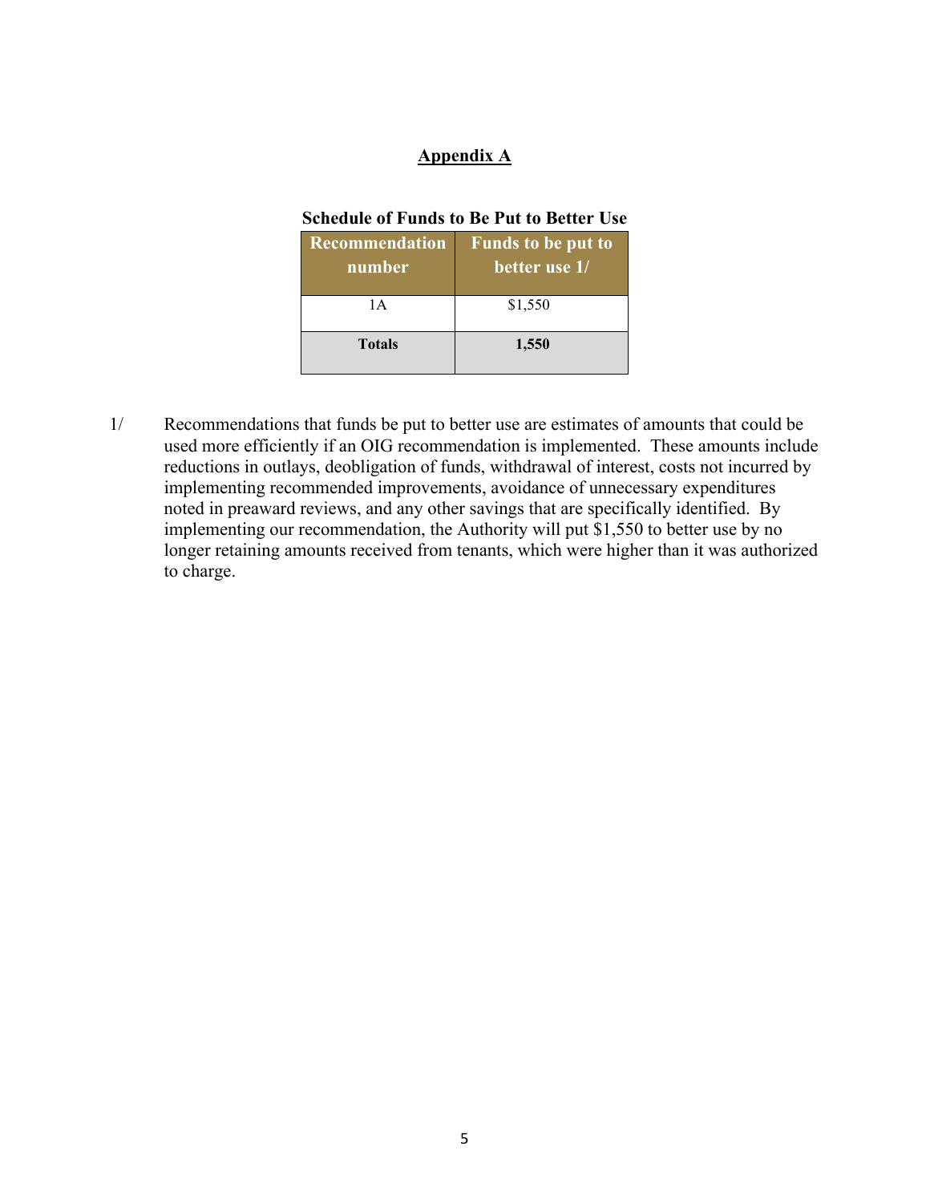## Appendix A

**Schedule of Funds to Be Put to Better Use**

| Recommendation number | Funds to be put to better use 1/ |
|---|---|
| 1A | $1,550 |
| **Totals** | **1,550** |

1/ Recommendations that funds be put to better use are estimates of amounts that could be used more efficiently if an OIG recommendation is implemented. These amounts include reductions in outlays, deobligation of funds, withdrawal of interest, costs not incurred by implementing recommended improvements, avoidance of unnecessary expenditures noted in preaward reviews, and any other savings that are specifically identified. By implementing our recommendation, the Authority will put $1,550 to better use by no longer retaining amounts received from tenants, which were higher than it was authorized to charge.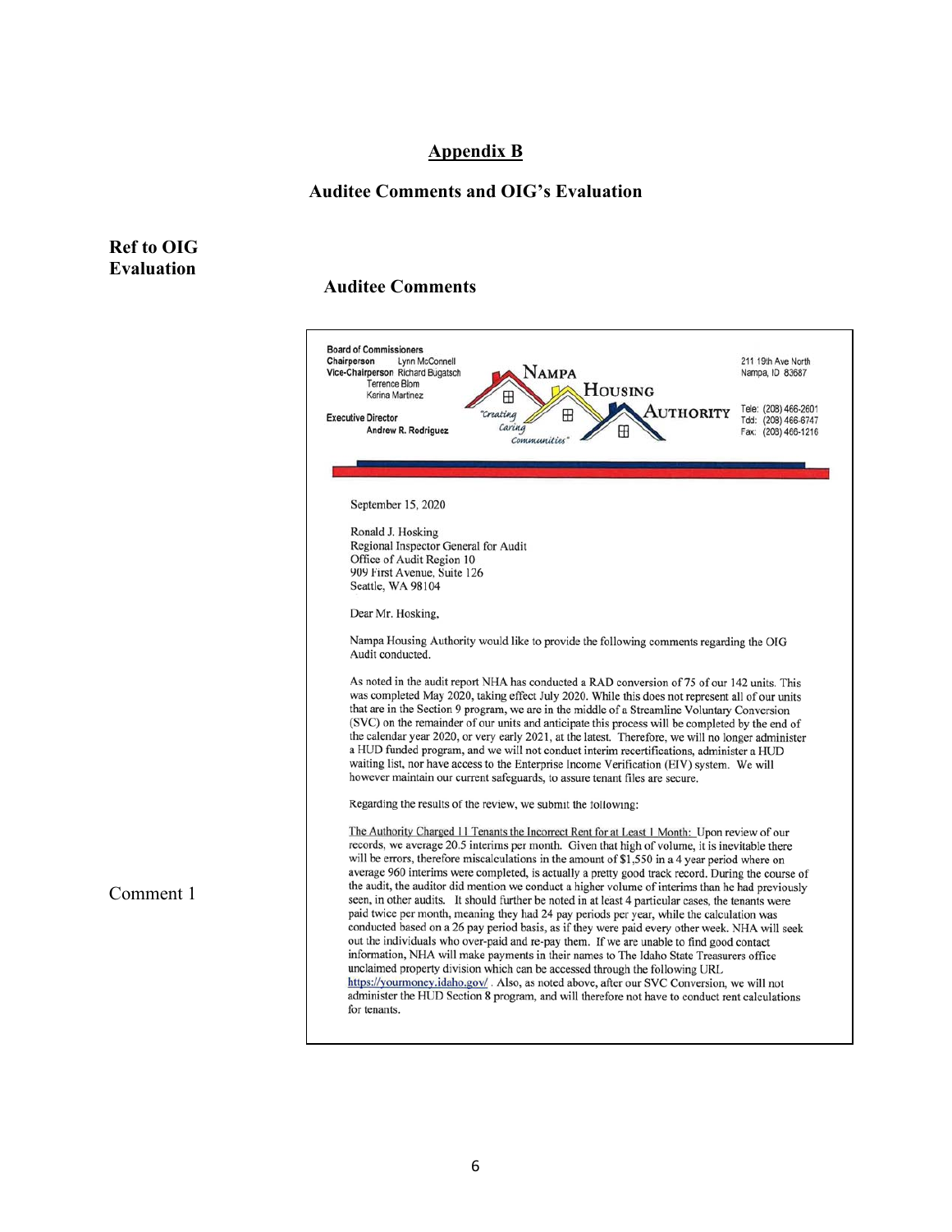# Appendix B

## Auditee Comments and OIG's Evaluation

**Ref to OIG Evaluation**

**Auditee Comments**

Board of Commissioners
Chairperson Lynn McConnell
Vice-Chairperson Richard Bugatsch
Terrence Blom
Karina Martinez

Executive Director
Andrew R. Rodriguez

NAMPA HOUSING AUTHORITY
"Creating Caring Communities"

211 19th Ave North
Nampa, ID 83687

Tele: (208) 466-2601
Tdd: (208) 466-6747
Fax: (208) 466-1216

September 15, 2020

Ronald J. Hosking
Regional Inspector General for Audit
Office of Audit Region 10
909 First Avenue, Suite 126
Seattle, WA 98104

Dear Mr. Hosking,

Nampa Housing Authority would like to provide the following comments regarding the OIG Audit conducted.

As noted in the audit report NHA has conducted a RAD conversion of 75 of our 142 units. This was completed May 2020, taking effect July 2020. While this does not represent all of our units that are in the Section 9 program, we are in the middle of a Streamline Voluntary Conversion (SVC) on the remainder of our units and anticipate this process will be completed by the end of the calendar year 2020, or very early 2021, at the latest. Therefore, we will no longer administer a HUD funded program, and we will not conduct interim recertifications, administer a HUD waiting list, nor have access to the Enterprise Income Verification (EIV) system. We will however maintain our current safeguards, to assure tenant files are secure.

Regarding the results of the review, we submit the following:

Comment 1

The Authority Charged 11 Tenants the Incorrect Rent for at Least 1 Month: Upon review of our records, we average 20.5 interims per month. Given that high of volume, it is inevitable there will be errors, therefore miscalculations in the amount of $1,550 in a 4 year period where on average 960 interims were completed, is actually a pretty good track record. During the course of the audit, the auditor did mention we conduct a higher volume of interims than he had previously seen, in other audits. It should further be noted in at least 4 particular cases, the tenants were paid twice per month, meaning they had 24 pay periods per year, while the calculation was conducted based on a 26 pay period basis, as if they were paid every other week. NHA will seek out the individuals who over-paid and re-pay them. If we are unable to find good contact information, NHA will make payments in their names to The Idaho State Treasurers office unclaimed property division which can be accessed through the following URL https://yourmoney.idaho.gov/ . Also, as noted above, after our SVC Conversion, we will not administer the HUD Section 8 program, and will therefore not have to conduct rent calculations for tenants.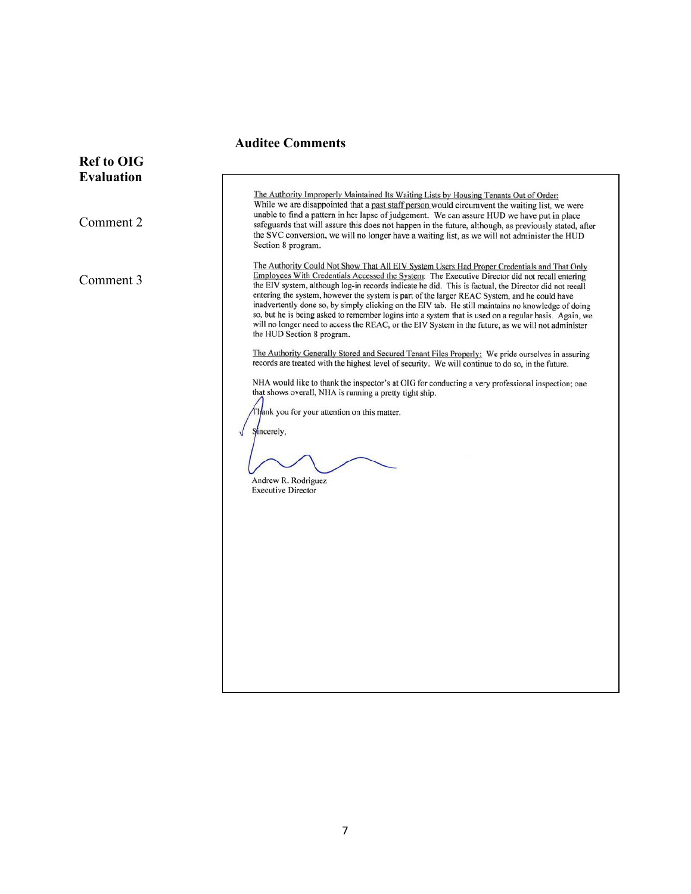## Auditee Comments

**Ref to OIG Evaluation**

Comment 2

Comment 3

The Authority Improperly Maintained Its Waiting Lists by Housing Tenants Out of Order: While we are disappointed that a past staff person would circumvent the waiting list, we were unable to find a pattern in her lapse of judgement. We can assure HUD we have put in place safeguards that will assure this does not happen in the future, although, as previously stated, after the SVC conversion, we will no longer have a waiting list, as we will not administer the HUD Section 8 program.

The Authority Could Not Show That All EIV System Users Had Proper Credentials and That Only Employees With Credentials Accessed the System: The Executive Director did not recall entering the EIV system, although log-in records indicate he did. This is factual, the Director did not recall entering the system, however the system is part of the larger REAC System, and he could have inadvertently done so, by simply clicking on the EIV tab. He still maintains no knowledge of doing so, but he is being asked to remember logins into a system that is used on a regular basis. Again, we will no longer need to access the REAC, or the EIV System in the future, as we will not administer the HUD Section 8 program.

The Authority Generally Stored and Secured Tenant Files Properly: We pride ourselves in assuring records are treated with the highest level of security. We will continue to do so, in the future.

NHA would like to thank the inspector's at OIG for conducting a very professional inspection; one that shows overall, NHA is running a pretty tight ship.

Thank you for your attention on this matter.

Sincerely,

Andrew R. Rodriguez
Executive Director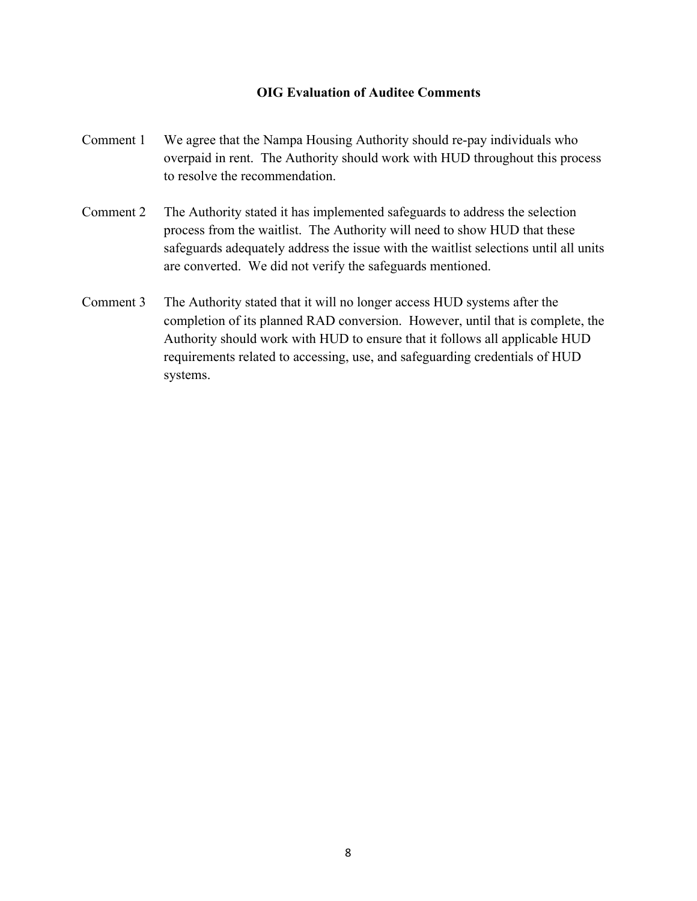## OIG Evaluation of Auditee Comments

Comment 1 We agree that the Nampa Housing Authority should re-pay individuals who overpaid in rent. The Authority should work with HUD throughout this process to resolve the recommendation.

Comment 2 The Authority stated it has implemented safeguards to address the selection process from the waitlist. The Authority will need to show HUD that these safeguards adequately address the issue with the waitlist selections until all units are converted. We did not verify the safeguards mentioned.

Comment 3 The Authority stated that it will no longer access HUD systems after the completion of its planned RAD conversion. However, until that is complete, the Authority should work with HUD to ensure that it follows all applicable HUD requirements related to accessing, use, and safeguarding credentials of HUD systems.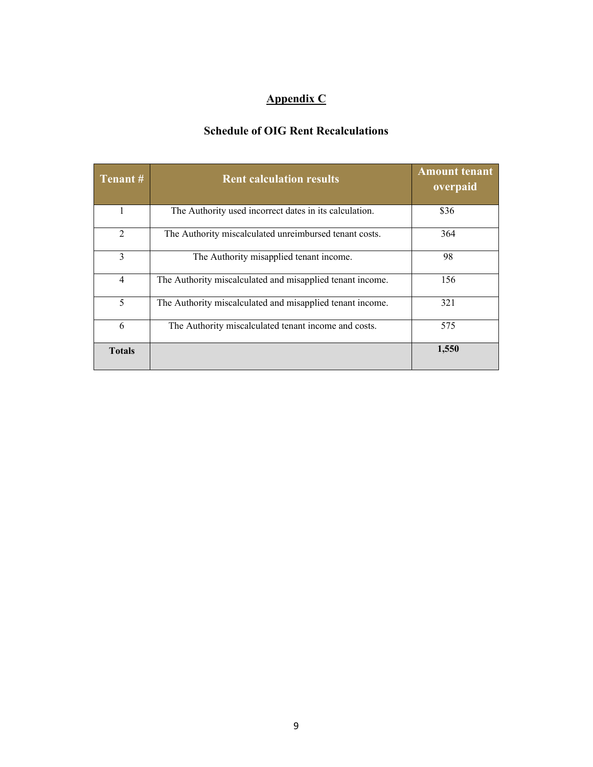# Appendix C

## Schedule of OIG Rent Recalculations

| Tenant # | Rent calculation results | Amount tenant overpaid |
|---|---|---|
| 1 | The Authority used incorrect dates in its calculation. | $36 |
| 2 | The Authority miscalculated unreimbursed tenant costs. | 364 |
| 3 | The Authority misapplied tenant income. | 98 |
| 4 | The Authority miscalculated and misapplied tenant income. | 156 |
| 5 | The Authority miscalculated and misapplied tenant income. | 321 |
| 6 | The Authority miscalculated tenant income and costs. | 575 |
| **Totals** | | **1,550** |